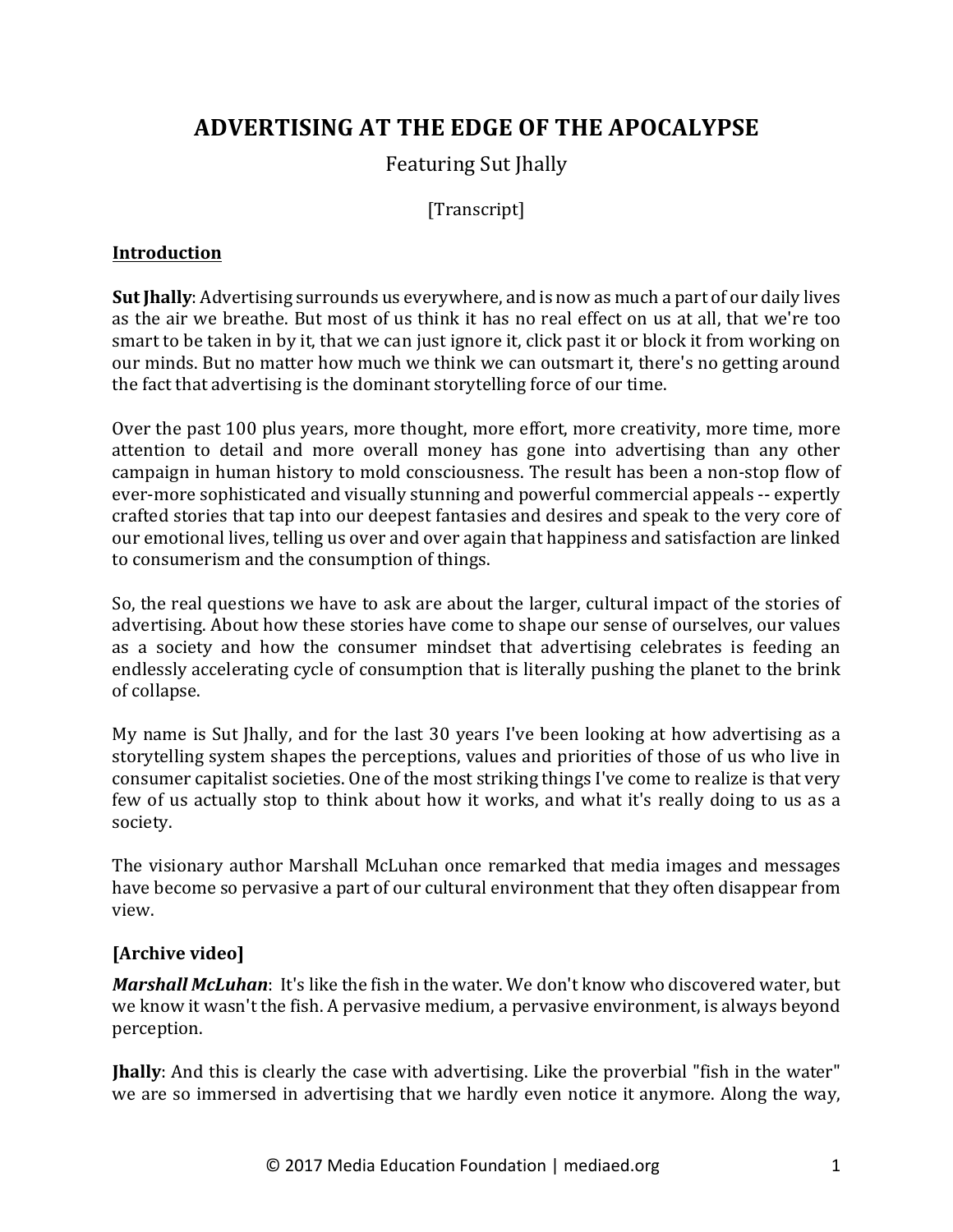# ADVERTISING AT THE EDGE OF THE APOCALYPSE

Featuring Sut Jhally

[Transcript]

## Introduction

**Sut Jhally**: Advertising surrounds us everywhere, and is now as much a part of our daily lives as the air we breathe. But most of us think it has no real effect on us at all, that we're too smart to be taken in by it, that we can just ignore it, click past it or block it from working on our minds. But no matter how much we think we can outsmart it, there's no getting around the fact that advertising is the dominant storytelling force of our time.

Over the past 100 plus years, more thought, more effort, more creativity, more time, more attention to detail and more overall money has gone into advertising than any other campaign in human history to mold consciousness. The result has been a non-stop flow of ever-more sophisticated and visually stunning and powerful commercial appeals -- expertly crafted stories that tap into our deepest fantasies and desires and speak to the very core of our emotional lives, telling us over and over again that happiness and satisfaction are linked to consumerism and the consumption of things.

So, the real questions we have to ask are about the larger, cultural impact of the stories of advertising. About how these stories have come to shape our sense of ourselves, our values as a society and how the consumer mindset that advertising celebrates is feeding an endlessly accelerating cycle of consumption that is literally pushing the planet to the brink of collapse.

My name is Sut Jhally, and for the last 30 years I've been looking at how advertising as a storytelling system shapes the perceptions, values and priorities of those of us who live in consumer capitalist societies. One of the most striking things I've come to realize is that very few of us actually stop to think about how it works, and what it's really doing to us as a society.

The visionary author Marshall McLuhan once remarked that media images and messages have become so pervasive a part of our cultural environment that they often disappear from view.

### [Archive video]

***Marshall McLuhan***: It's like the fish in the water. We don't know who discovered water, but we know it wasn't the fish. A pervasive medium, a pervasive environment, is always beyond perception.

**Jhally**: And this is clearly the case with advertising. Like the proverbial "fish in the water" we are so immersed in advertising that we hardly even notice it anymore. Along the way,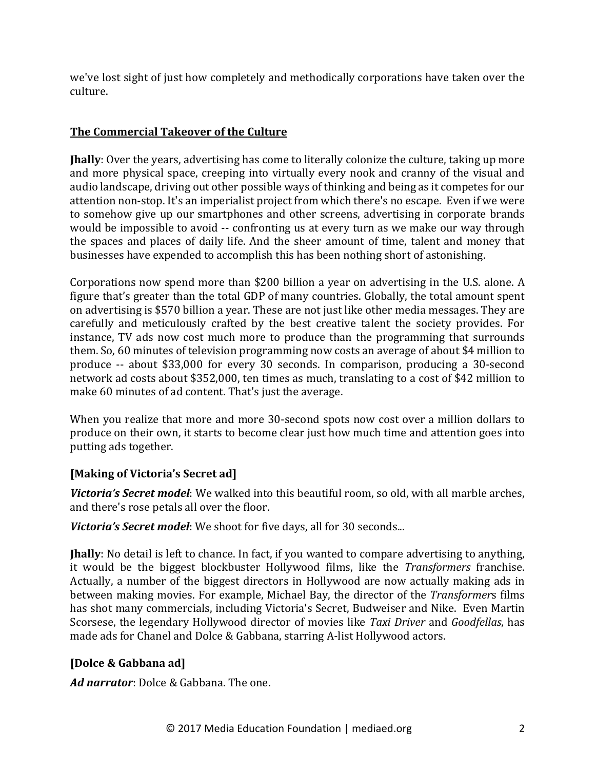we've lost sight of just how completely and methodically corporations have taken over the culture.

## The Commercial Takeover of the Culture

**Jhally**: Over the years, advertising has come to literally colonize the culture, taking up more and more physical space, creeping into virtually every nook and cranny of the visual and audio landscape, driving out other possible ways of thinking and being as it competes for our attention non-stop. It's an imperialist project from which there's no escape. Even if we were to somehow give up our smartphones and other screens, advertising in corporate brands would be impossible to avoid -- confronting us at every turn as we make our way through the spaces and places of daily life. And the sheer amount of time, talent and money that businesses have expended to accomplish this has been nothing short of astonishing.

Corporations now spend more than $200 billion a year on advertising in the U.S. alone. A figure that's greater than the total GDP of many countries. Globally, the total amount spent on advertising is $570 billion a year. These are not just like other media messages. They are carefully and meticulously crafted by the best creative talent the society provides. For instance, TV ads now cost much more to produce than the programming that surrounds them. So, 60 minutes of television programming now costs an average of about $4 million to produce -- about $33,000 for every 30 seconds. In comparison, producing a 30-second network ad costs about $352,000, ten times as much, translating to a cost of $42 million to make 60 minutes of ad content. That's just the average.

When you realize that more and more 30-second spots now cost over a million dollars to produce on their own, it starts to become clear just how much time and attention goes into putting ads together.

### [Making of Victoria's Secret ad]

***Victoria's Secret model***: We walked into this beautiful room, so old, with all marble arches, and there's rose petals all over the floor.

***Victoria's Secret model***: We shoot for five days, all for 30 seconds...

**Jhally**: No detail is left to chance. In fact, if you wanted to compare advertising to anything, it would be the biggest blockbuster Hollywood films, like the *Transformers* franchise. Actually, a number of the biggest directors in Hollywood are now actually making ads in between making movies. For example, Michael Bay, the director of the *Transformer*s films has shot many commercials, including Victoria's Secret, Budweiser and Nike. Even Martin Scorsese, the legendary Hollywood director of movies like *Taxi Driver* and *Goodfellas*, has made ads for Chanel and Dolce & Gabbana, starring A-list Hollywood actors.

### [Dolce & Gabbana ad]

***Ad narrator***: Dolce & Gabbana. The one.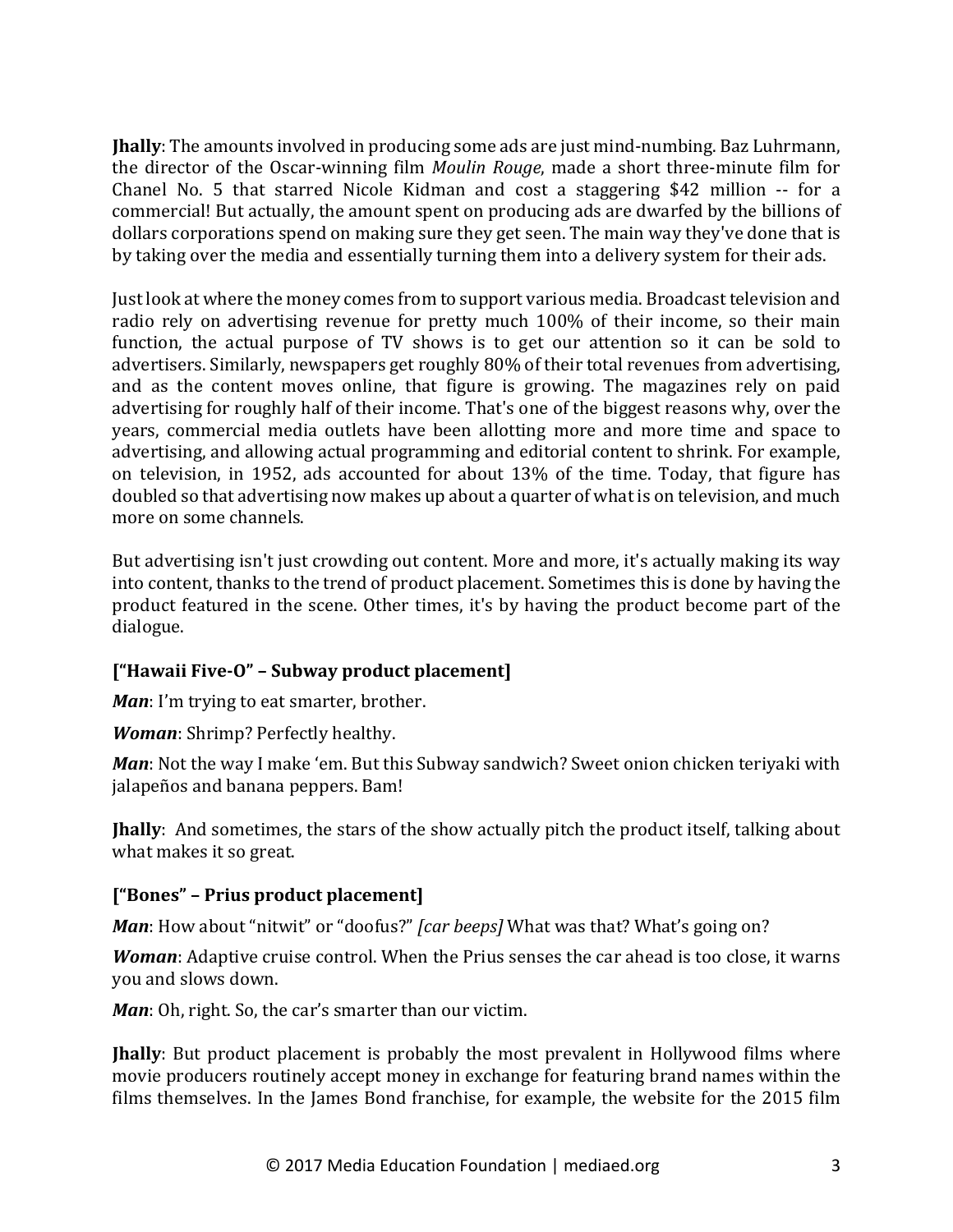**Jhally**: The amounts involved in producing some ads are just mind-numbing. Baz Luhrmann, the director of the Oscar-winning film *Moulin Rouge*, made a short three-minute film for Chanel No. 5 that starred Nicole Kidman and cost a staggering $42 million -- for a commercial! But actually, the amount spent on producing ads are dwarfed by the billions of dollars corporations spend on making sure they get seen. The main way they've done that is by taking over the media and essentially turning them into a delivery system for their ads.

Just look at where the money comes from to support various media. Broadcast television and radio rely on advertising revenue for pretty much 100% of their income, so their main function, the actual purpose of TV shows is to get our attention so it can be sold to advertisers. Similarly, newspapers get roughly 80% of their total revenues from advertising, and as the content moves online, that figure is growing. The magazines rely on paid advertising for roughly half of their income. That's one of the biggest reasons why, over the years, commercial media outlets have been allotting more and more time and space to advertising, and allowing actual programming and editorial content to shrink. For example, on television, in 1952, ads accounted for about 13% of the time. Today, that figure has doubled so that advertising now makes up about a quarter of what is on television, and much more on some channels.

But advertising isn't just crowding out content. More and more, it's actually making its way into content, thanks to the trend of product placement. Sometimes this is done by having the product featured in the scene. Other times, it's by having the product become part of the dialogue.

**["Hawaii Five-O" – Subway product placement]**

***Man***: I'm trying to eat smarter, brother.

***Woman***: Shrimp? Perfectly healthy.

***Man***: Not the way I make 'em. But this Subway sandwich? Sweet onion chicken teriyaki with jalapeños and banana peppers. Bam!

**Jhally**: And sometimes, the stars of the show actually pitch the product itself, talking about what makes it so great.

**["Bones" – Prius product placement]**

***Man***: How about "nitwit" or "doofus?" *[car beeps]* What was that? What's going on?

***Woman***: Adaptive cruise control. When the Prius senses the car ahead is too close, it warns you and slows down.

***Man***: Oh, right. So, the car's smarter than our victim.

**Jhally**: But product placement is probably the most prevalent in Hollywood films where movie producers routinely accept money in exchange for featuring brand names within the films themselves. In the James Bond franchise, for example, the website for the 2015 film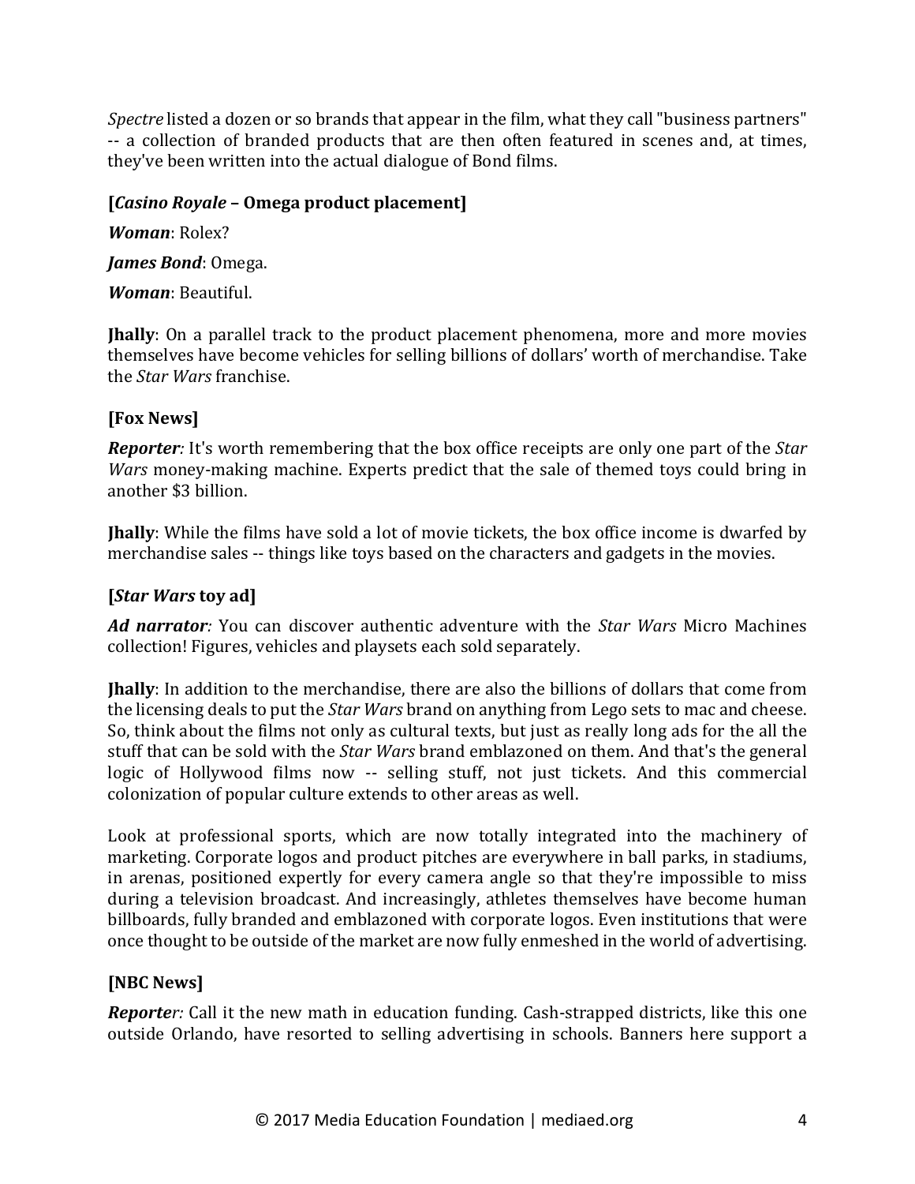*Spectre* listed a dozen or so brands that appear in the film, what they call "business partners" -- a collection of branded products that are then often featured in scenes and, at times, they've been written into the actual dialogue of Bond films.

**[*Casino Royale* – Omega product placement]**

***Woman***: Rolex?

***James Bond***: Omega.

***Woman***: Beautiful.

**Jhally**: On a parallel track to the product placement phenomena, more and more movies themselves have become vehicles for selling billions of dollars' worth of merchandise. Take the *Star Wars* franchise.

**[Fox News]**

***Reporter:*** It's worth remembering that the box office receipts are only one part of the *Star Wars* money-making machine. Experts predict that the sale of themed toys could bring in another $3 billion.

**Jhally**: While the films have sold a lot of movie tickets, the box office income is dwarfed by merchandise sales -- things like toys based on the characters and gadgets in the movies.

**[*Star Wars* toy ad]**

***Ad narrator:*** You can discover authentic adventure with the *Star Wars* Micro Machines collection! Figures, vehicles and playsets each sold separately.

**Jhally**: In addition to the merchandise, there are also the billions of dollars that come from the licensing deals to put the *Star Wars* brand on anything from Lego sets to mac and cheese. So, think about the films not only as cultural texts, but just as really long ads for the all the stuff that can be sold with the *Star Wars* brand emblazoned on them. And that's the general logic of Hollywood films now -- selling stuff, not just tickets. And this commercial colonization of popular culture extends to other areas as well.

Look at professional sports, which are now totally integrated into the machinery of marketing. Corporate logos and product pitches are everywhere in ball parks, in stadiums, in arenas, positioned expertly for every camera angle so that they're impossible to miss during a television broadcast. And increasingly, athletes themselves have become human billboards, fully branded and emblazoned with corporate logos. Even institutions that were once thought to be outside of the market are now fully enmeshed in the world of advertising.

**[NBC News]**

***Reporter:*** Call it the new math in education funding. Cash-strapped districts, like this one outside Orlando, have resorted to selling advertising in schools. Banners here support a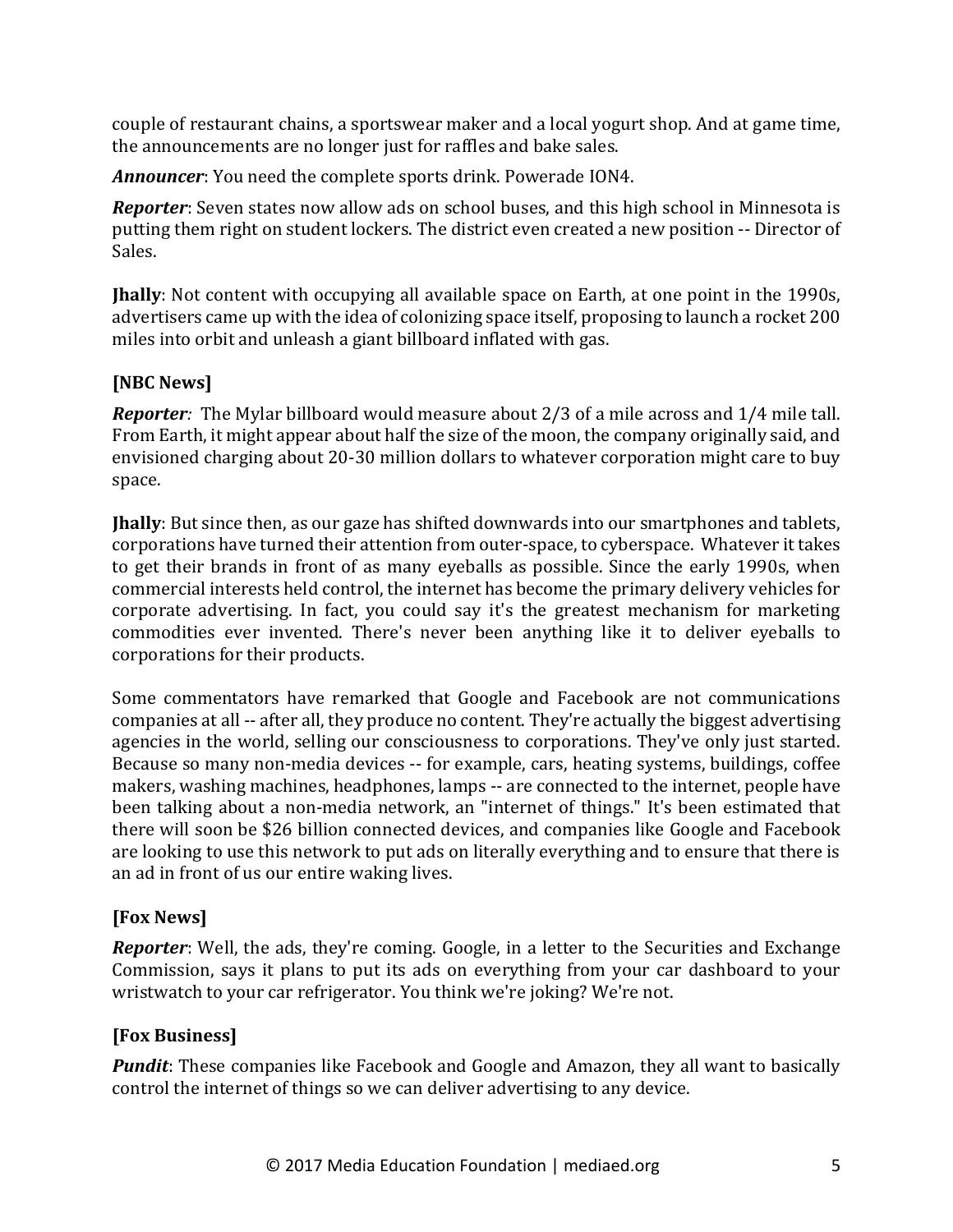couple of restaurant chains, a sportswear maker and a local yogurt shop. And at game time, the announcements are no longer just for raffles and bake sales.

***Announcer***: You need the complete sports drink. Powerade ION4.

***Reporter***: Seven states now allow ads on school buses, and this high school in Minnesota is putting them right on student lockers. The district even created a new position -- Director of Sales.

**Jhally**: Not content with occupying all available space on Earth, at one point in the 1990s, advertisers came up with the idea of colonizing space itself, proposing to launch a rocket 200 miles into orbit and unleash a giant billboard inflated with gas.

**[NBC News]**

***Reporter***: The Mylar billboard would measure about 2/3 of a mile across and 1/4 mile tall. From Earth, it might appear about half the size of the moon, the company originally said, and envisioned charging about 20-30 million dollars to whatever corporation might care to buy space.

**Jhally**: But since then, as our gaze has shifted downwards into our smartphones and tablets, corporations have turned their attention from outer-space, to cyberspace. Whatever it takes to get their brands in front of as many eyeballs as possible. Since the early 1990s, when commercial interests held control, the internet has become the primary delivery vehicles for corporate advertising. In fact, you could say it's the greatest mechanism for marketing commodities ever invented. There's never been anything like it to deliver eyeballs to corporations for their products.

Some commentators have remarked that Google and Facebook are not communications companies at all -- after all, they produce no content. They're actually the biggest advertising agencies in the world, selling our consciousness to corporations. They've only just started. Because so many non-media devices -- for example, cars, heating systems, buildings, coffee makers, washing machines, headphones, lamps -- are connected to the internet, people have been talking about a non-media network, an "internet of things." It's been estimated that there will soon be $26 billion connected devices, and companies like Google and Facebook are looking to use this network to put ads on literally everything and to ensure that there is an ad in front of us our entire waking lives.

**[Fox News]**

***Reporter***: Well, the ads, they're coming. Google, in a letter to the Securities and Exchange Commission, says it plans to put its ads on everything from your car dashboard to your wristwatch to your car refrigerator. You think we're joking? We're not.

**[Fox Business]**

***Pundit***: These companies like Facebook and Google and Amazon, they all want to basically control the internet of things so we can deliver advertising to any device.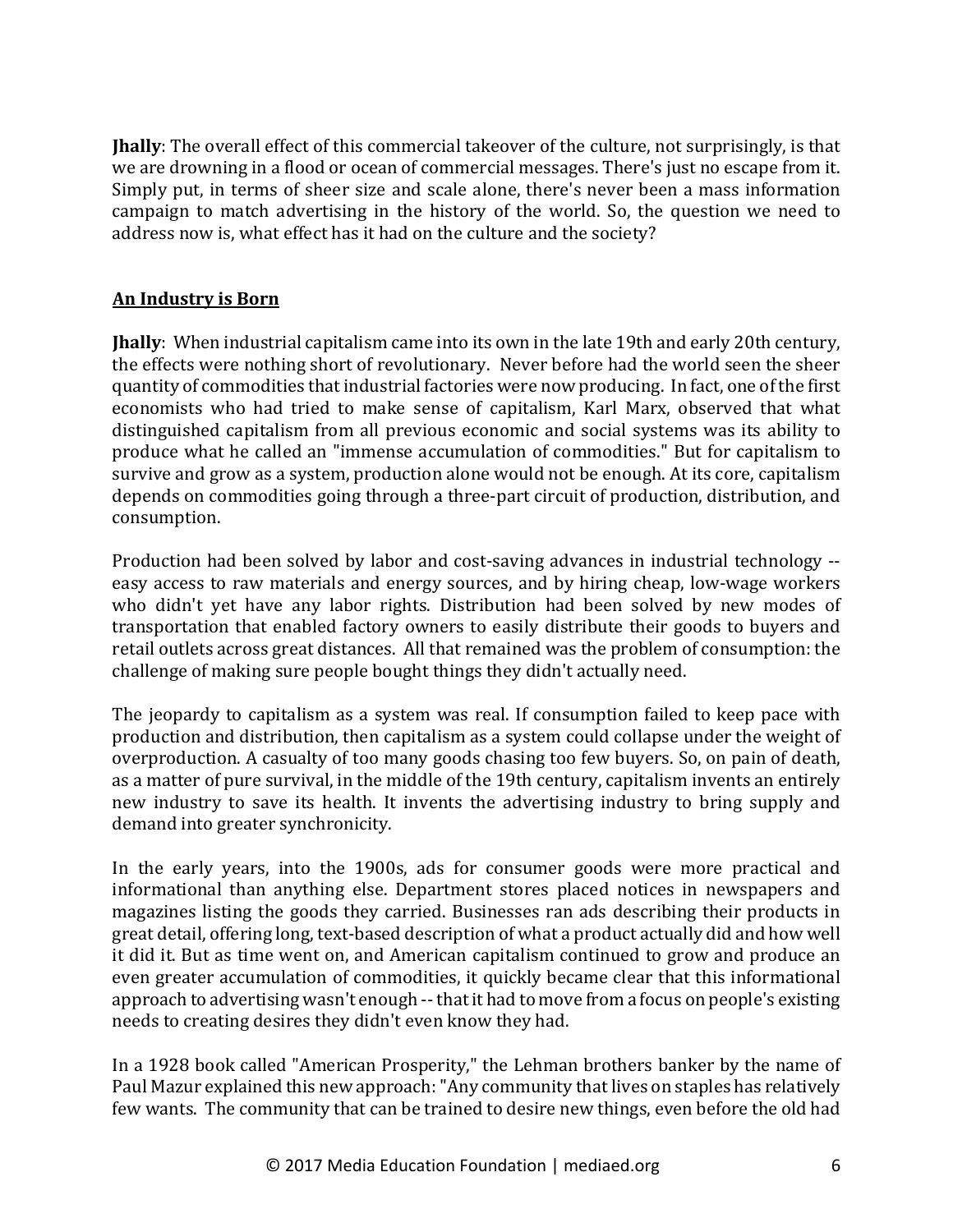**Jhally**: The overall effect of this commercial takeover of the culture, not surprisingly, is that we are drowning in a flood or ocean of commercial messages. There's just no escape from it. Simply put, in terms of sheer size and scale alone, there's never been a mass information campaign to match advertising in the history of the world. So, the question we need to address now is, what effect has it had on the culture and the society?

## An Industry is Born

**Jhally**: When industrial capitalism came into its own in the late 19th and early 20th century, the effects were nothing short of revolutionary. Never before had the world seen the sheer quantity of commodities that industrial factories were now producing. In fact, one of the first economists who had tried to make sense of capitalism, Karl Marx, observed that what distinguished capitalism from all previous economic and social systems was its ability to produce what he called an "immense accumulation of commodities." But for capitalism to survive and grow as a system, production alone would not be enough. At its core, capitalism depends on commodities going through a three-part circuit of production, distribution, and consumption.

Production had been solved by labor and cost-saving advances in industrial technology -- easy access to raw materials and energy sources, and by hiring cheap, low-wage workers who didn't yet have any labor rights. Distribution had been solved by new modes of transportation that enabled factory owners to easily distribute their goods to buyers and retail outlets across great distances. All that remained was the problem of consumption: the challenge of making sure people bought things they didn't actually need.

The jeopardy to capitalism as a system was real. If consumption failed to keep pace with production and distribution, then capitalism as a system could collapse under the weight of overproduction. A casualty of too many goods chasing too few buyers. So, on pain of death, as a matter of pure survival, in the middle of the 19th century, capitalism invents an entirely new industry to save its health. It invents the advertising industry to bring supply and demand into greater synchronicity.

In the early years, into the 1900s, ads for consumer goods were more practical and informational than anything else. Department stores placed notices in newspapers and magazines listing the goods they carried. Businesses ran ads describing their products in great detail, offering long, text-based description of what a product actually did and how well it did it. But as time went on, and American capitalism continued to grow and produce an even greater accumulation of commodities, it quickly became clear that this informational approach to advertising wasn't enough -- that it had to move from a focus on people's existing needs to creating desires they didn't even know they had.

In a 1928 book called "American Prosperity," the Lehman brothers banker by the name of Paul Mazur explained this new approach: "Any community that lives on staples has relatively few wants. The community that can be trained to desire new things, even before the old had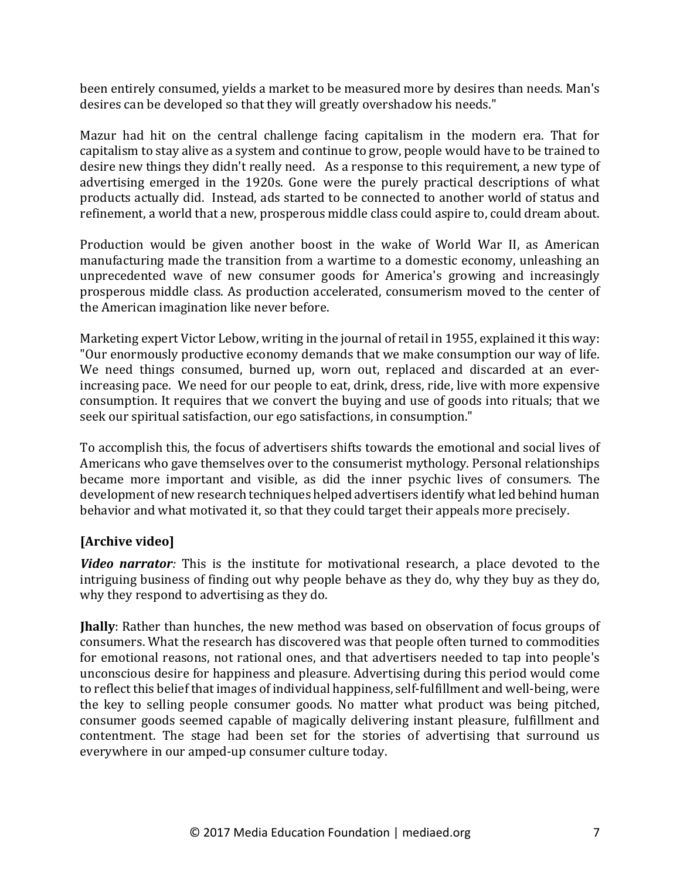been entirely consumed, yields a market to be measured more by desires than needs. Man's desires can be developed so that they will greatly overshadow his needs."

Mazur had hit on the central challenge facing capitalism in the modern era. That for capitalism to stay alive as a system and continue to grow, people would have to be trained to desire new things they didn't really need. As a response to this requirement, a new type of advertising emerged in the 1920s. Gone were the purely practical descriptions of what products actually did. Instead, ads started to be connected to another world of status and refinement, a world that a new, prosperous middle class could aspire to, could dream about.

Production would be given another boost in the wake of World War II, as American manufacturing made the transition from a wartime to a domestic economy, unleashing an unprecedented wave of new consumer goods for America's growing and increasingly prosperous middle class. As production accelerated, consumerism moved to the center of the American imagination like never before.

Marketing expert Victor Lebow, writing in the journal of retail in 1955, explained it this way: "Our enormously productive economy demands that we make consumption our way of life. We need things consumed, burned up, worn out, replaced and discarded at an ever-increasing pace. We need for our people to eat, drink, dress, ride, live with more expensive consumption. It requires that we convert the buying and use of goods into rituals; that we seek our spiritual satisfaction, our ego satisfactions, in consumption."

To accomplish this, the focus of advertisers shifts towards the emotional and social lives of Americans who gave themselves over to the consumerist mythology. Personal relationships became more important and visible, as did the inner psychic lives of consumers. The development of new research techniques helped advertisers identify what led behind human behavior and what motivated it, so that they could target their appeals more precisely.

**[Archive video]**

***Video narrator****:* This is the institute for motivational research, a place devoted to the intriguing business of finding out why people behave as they do, why they buy as they do, why they respond to advertising as they do.

**Jhally**: Rather than hunches, the new method was based on observation of focus groups of consumers. What the research has discovered was that people often turned to commodities for emotional reasons, not rational ones, and that advertisers needed to tap into people's unconscious desire for happiness and pleasure. Advertising during this period would come to reflect this belief that images of individual happiness, self-fulfillment and well-being, were the key to selling people consumer goods. No matter what product was being pitched, consumer goods seemed capable of magically delivering instant pleasure, fulfillment and contentment. The stage had been set for the stories of advertising that surround us everywhere in our amped-up consumer culture today.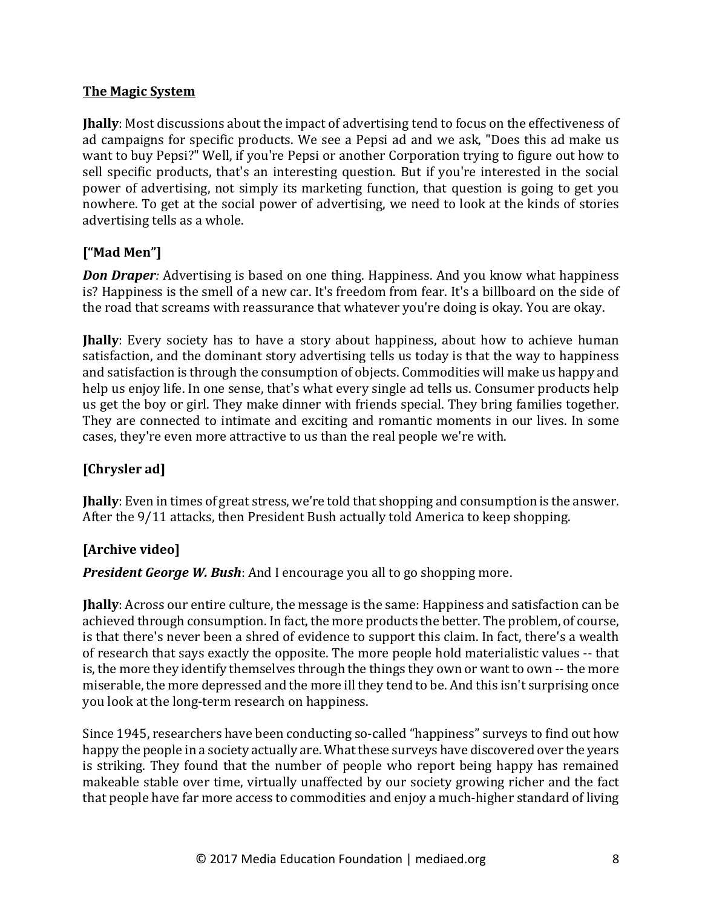**The Magic System**

**Jhally**: Most discussions about the impact of advertising tend to focus on the effectiveness of ad campaigns for specific products. We see a Pepsi ad and we ask, "Does this ad make us want to buy Pepsi?" Well, if you're Pepsi or another Corporation trying to figure out how to sell specific products, that's an interesting question. But if you're interested in the social power of advertising, not simply its marketing function, that question is going to get you nowhere. To get at the social power of advertising, we need to look at the kinds of stories advertising tells as a whole.

**["Mad Men"]**

***Don Draper:*** Advertising is based on one thing. Happiness. And you know what happiness is? Happiness is the smell of a new car. It's freedom from fear. It's a billboard on the side of the road that screams with reassurance that whatever you're doing is okay. You are okay.

**Jhally**: Every society has to have a story about happiness, about how to achieve human satisfaction, and the dominant story advertising tells us today is that the way to happiness and satisfaction is through the consumption of objects. Commodities will make us happy and help us enjoy life. In one sense, that's what every single ad tells us. Consumer products help us get the boy or girl. They make dinner with friends special. They bring families together. They are connected to intimate and exciting and romantic moments in our lives. In some cases, they're even more attractive to us than the real people we're with.

**[Chrysler ad]**

**Jhally**: Even in times of great stress, we're told that shopping and consumption is the answer. After the 9/11 attacks, then President Bush actually told America to keep shopping.

**[Archive video]**

***President George W. Bush***: And I encourage you all to go shopping more.

**Jhally**: Across our entire culture, the message is the same: Happiness and satisfaction can be achieved through consumption. In fact, the more products the better. The problem, of course, is that there's never been a shred of evidence to support this claim. In fact, there's a wealth of research that says exactly the opposite. The more people hold materialistic values -- that is, the more they identify themselves through the things they own or want to own -- the more miserable, the more depressed and the more ill they tend to be. And this isn't surprising once you look at the long-term research on happiness.

Since 1945, researchers have been conducting so-called "happiness" surveys to find out how happy the people in a society actually are. What these surveys have discovered over the years is striking. They found that the number of people who report being happy has remained makeable stable over time, virtually unaffected by our society growing richer and the fact that people have far more access to commodities and enjoy a much-higher standard of living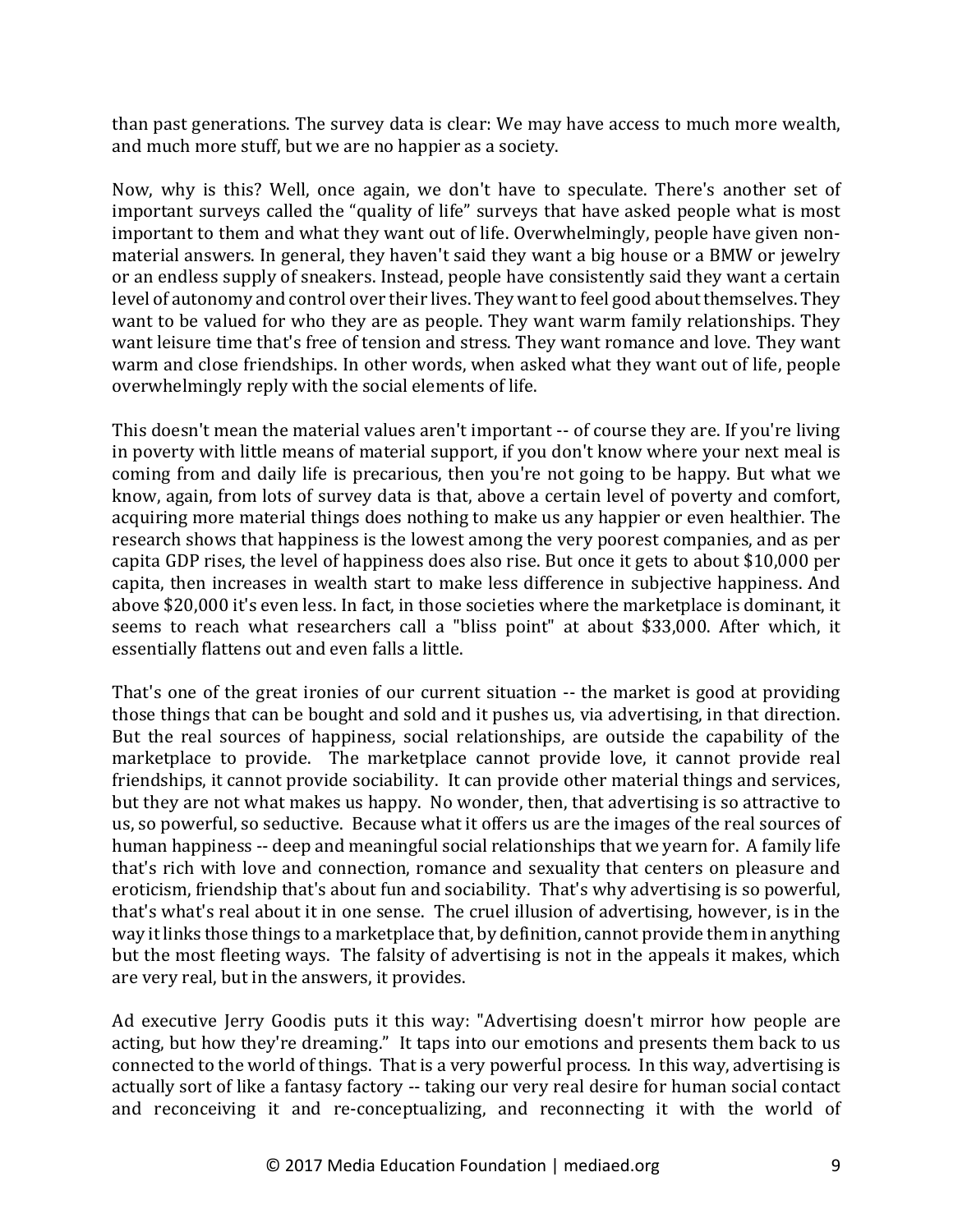than past generations. The survey data is clear: We may have access to much more wealth, and much more stuff, but we are no happier as a society.

Now, why is this? Well, once again, we don't have to speculate. There's another set of important surveys called the "quality of life" surveys that have asked people what is most important to them and what they want out of life. Overwhelmingly, people have given non-material answers. In general, they haven't said they want a big house or a BMW or jewelry or an endless supply of sneakers. Instead, people have consistently said they want a certain level of autonomy and control over their lives. They want to feel good about themselves. They want to be valued for who they are as people. They want warm family relationships. They want leisure time that's free of tension and stress. They want romance and love. They want warm and close friendships. In other words, when asked what they want out of life, people overwhelmingly reply with the social elements of life.

This doesn't mean the material values aren't important -- of course they are. If you're living in poverty with little means of material support, if you don't know where your next meal is coming from and daily life is precarious, then you're not going to be happy. But what we know, again, from lots of survey data is that, above a certain level of poverty and comfort, acquiring more material things does nothing to make us any happier or even healthier. The research shows that happiness is the lowest among the very poorest companies, and as per capita GDP rises, the level of happiness does also rise. But once it gets to about $10,000 per capita, then increases in wealth start to make less difference in subjective happiness. And above $20,000 it's even less. In fact, in those societies where the marketplace is dominant, it seems to reach what researchers call a "bliss point" at about $33,000. After which, it essentially flattens out and even falls a little.

That's one of the great ironies of our current situation -- the market is good at providing those things that can be bought and sold and it pushes us, via advertising, in that direction. But the real sources of happiness, social relationships, are outside the capability of the marketplace to provide. The marketplace cannot provide love, it cannot provide real friendships, it cannot provide sociability. It can provide other material things and services, but they are not what makes us happy. No wonder, then, that advertising is so attractive to us, so powerful, so seductive. Because what it offers us are the images of the real sources of human happiness -- deep and meaningful social relationships that we yearn for. A family life that's rich with love and connection, romance and sexuality that centers on pleasure and eroticism, friendship that's about fun and sociability. That's why advertising is so powerful, that's what's real about it in one sense. The cruel illusion of advertising, however, is in the way it links those things to a marketplace that, by definition, cannot provide them in anything but the most fleeting ways. The falsity of advertising is not in the appeals it makes, which are very real, but in the answers, it provides.

Ad executive Jerry Goodis puts it this way: "Advertising doesn't mirror how people are acting, but how they're dreaming." It taps into our emotions and presents them back to us connected to the world of things. That is a very powerful process. In this way, advertising is actually sort of like a fantasy factory -- taking our very real desire for human social contact and reconceiving it and re-conceptualizing, and reconnecting it with the world of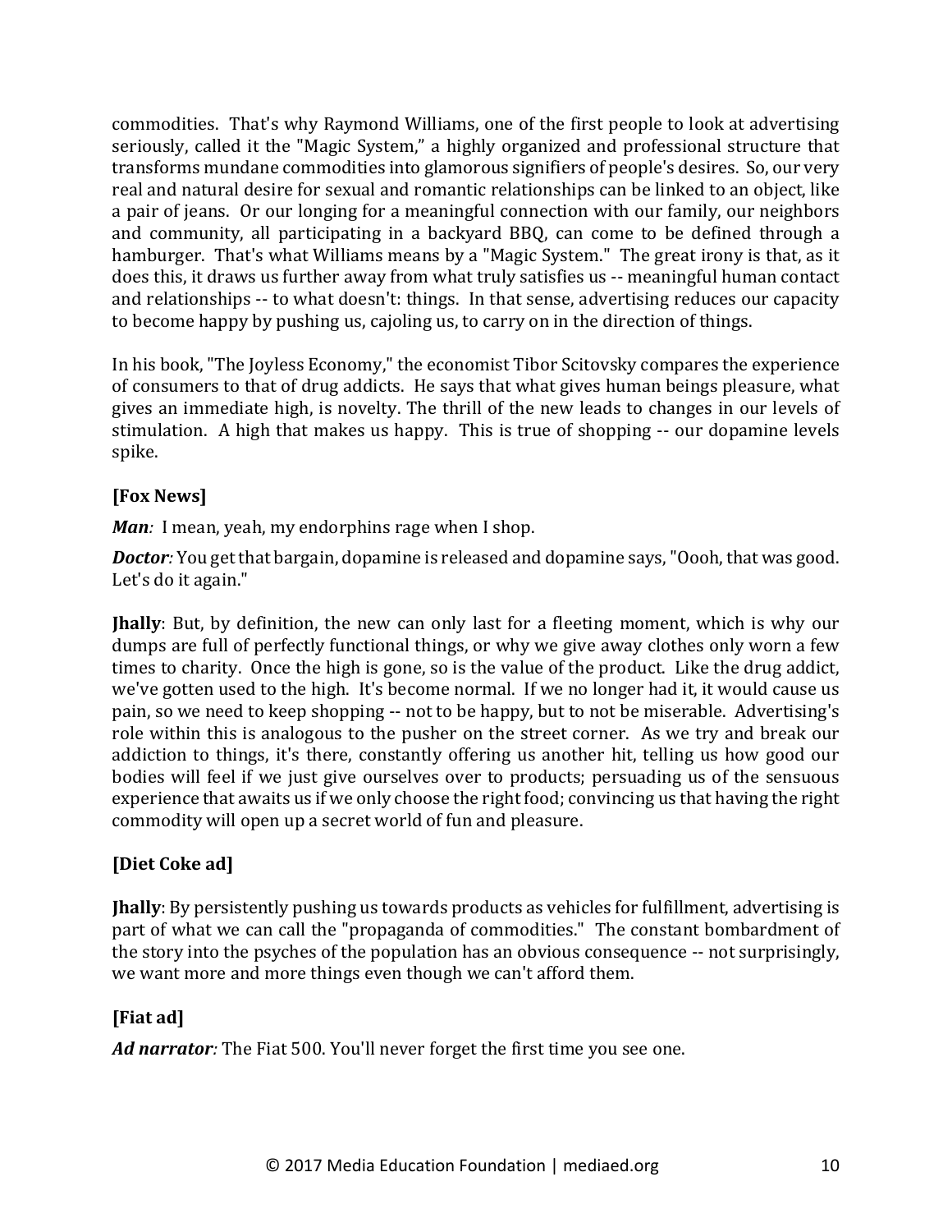commodities. That's why Raymond Williams, one of the first people to look at advertising seriously, called it the "Magic System," a highly organized and professional structure that transforms mundane commodities into glamorous signifiers of people's desires. So, our very real and natural desire for sexual and romantic relationships can be linked to an object, like a pair of jeans. Or our longing for a meaningful connection with our family, our neighbors and community, all participating in a backyard BBQ, can come to be defined through a hamburger. That's what Williams means by a "Magic System." The great irony is that, as it does this, it draws us further away from what truly satisfies us -- meaningful human contact and relationships -- to what doesn't: things. In that sense, advertising reduces our capacity to become happy by pushing us, cajoling us, to carry on in the direction of things.

In his book, "The Joyless Economy," the economist Tibor Scitovsky compares the experience of consumers to that of drug addicts. He says that what gives human beings pleasure, what gives an immediate high, is novelty. The thrill of the new leads to changes in our levels of stimulation. A high that makes us happy. This is true of shopping -- our dopamine levels spike.

**[Fox News]**

***Man:*** I mean, yeah, my endorphins rage when I shop.

***Doctor:*** You get that bargain, dopamine is released and dopamine says, "Oooh, that was good. Let's do it again."

**Jhally**: But, by definition, the new can only last for a fleeting moment, which is why our dumps are full of perfectly functional things, or why we give away clothes only worn a few times to charity. Once the high is gone, so is the value of the product. Like the drug addict, we've gotten used to the high. It's become normal. If we no longer had it, it would cause us pain, so we need to keep shopping -- not to be happy, but to not be miserable. Advertising's role within this is analogous to the pusher on the street corner. As we try and break our addiction to things, it's there, constantly offering us another hit, telling us how good our bodies will feel if we just give ourselves over to products; persuading us of the sensuous experience that awaits us if we only choose the right food; convincing us that having the right commodity will open up a secret world of fun and pleasure.

**[Diet Coke ad]**

**Jhally**: By persistently pushing us towards products as vehicles for fulfillment, advertising is part of what we can call the "propaganda of commodities." The constant bombardment of the story into the psyches of the population has an obvious consequence -- not surprisingly, we want more and more things even though we can't afford them.

**[Fiat ad]**

***Ad narrator:*** The Fiat 500. You'll never forget the first time you see one.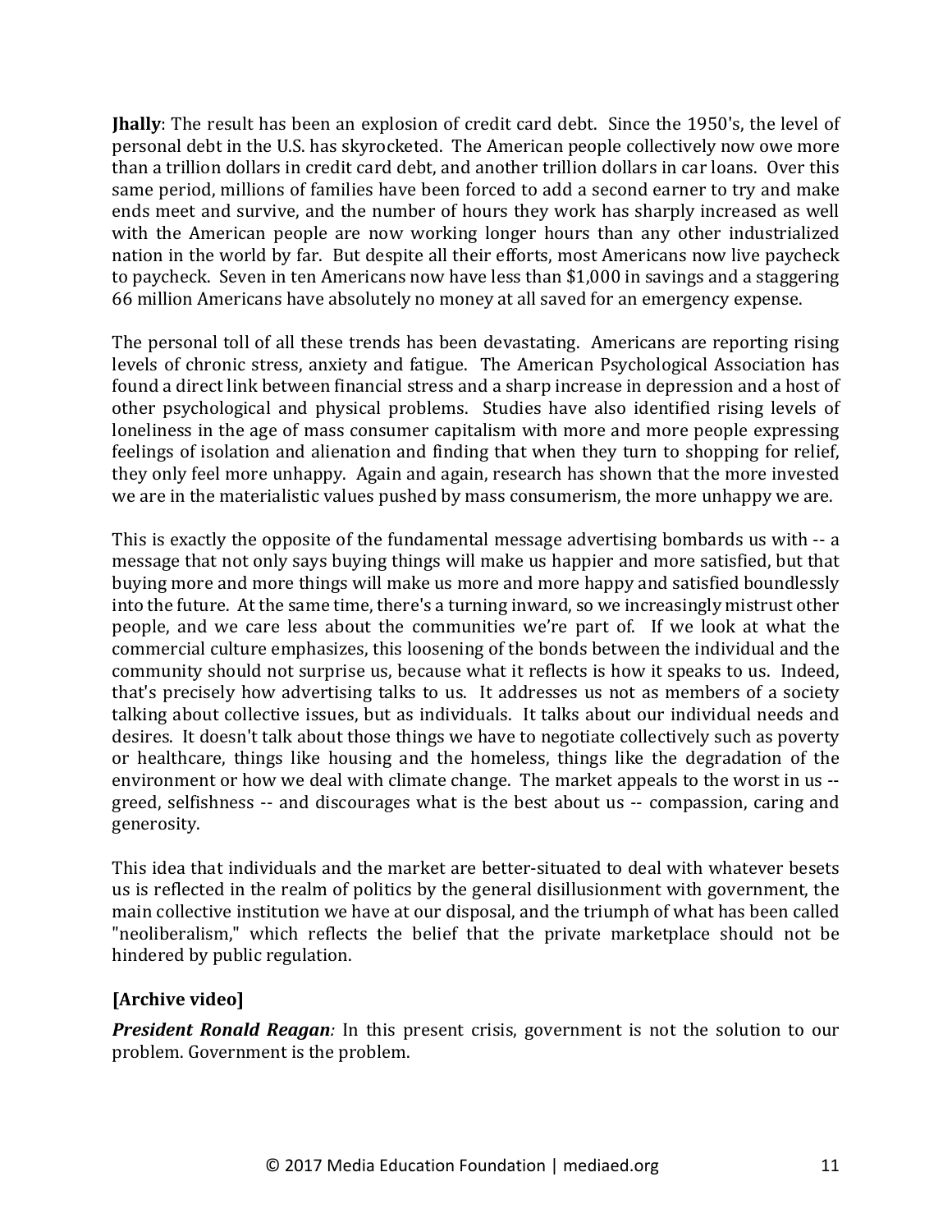**Jhally**: The result has been an explosion of credit card debt. Since the 1950's, the level of personal debt in the U.S. has skyrocketed. The American people collectively now owe more than a trillion dollars in credit card debt, and another trillion dollars in car loans. Over this same period, millions of families have been forced to add a second earner to try and make ends meet and survive, and the number of hours they work has sharply increased as well with the American people are now working longer hours than any other industrialized nation in the world by far. But despite all their efforts, most Americans now live paycheck to paycheck. Seven in ten Americans now have less than $1,000 in savings and a staggering 66 million Americans have absolutely no money at all saved for an emergency expense.

The personal toll of all these trends has been devastating. Americans are reporting rising levels of chronic stress, anxiety and fatigue. The American Psychological Association has found a direct link between financial stress and a sharp increase in depression and a host of other psychological and physical problems. Studies have also identified rising levels of loneliness in the age of mass consumer capitalism with more and more people expressing feelings of isolation and alienation and finding that when they turn to shopping for relief, they only feel more unhappy. Again and again, research has shown that the more invested we are in the materialistic values pushed by mass consumerism, the more unhappy we are.

This is exactly the opposite of the fundamental message advertising bombards us with -- a message that not only says buying things will make us happier and more satisfied, but that buying more and more things will make us more and more happy and satisfied boundlessly into the future. At the same time, there's a turning inward, so we increasingly mistrust other people, and we care less about the communities we're part of. If we look at what the commercial culture emphasizes, this loosening of the bonds between the individual and the community should not surprise us, because what it reflects is how it speaks to us. Indeed, that's precisely how advertising talks to us. It addresses us not as members of a society talking about collective issues, but as individuals. It talks about our individual needs and desires. It doesn't talk about those things we have to negotiate collectively such as poverty or healthcare, things like housing and the homeless, things like the degradation of the environment or how we deal with climate change. The market appeals to the worst in us -- greed, selfishness -- and discourages what is the best about us -- compassion, caring and generosity.

This idea that individuals and the market are better-situated to deal with whatever besets us is reflected in the realm of politics by the general disillusionment with government, the main collective institution we have at our disposal, and the triumph of what has been called "neoliberalism," which reflects the belief that the private marketplace should not be hindered by public regulation.

**[Archive video]**

***President Ronald Reagan**:* In this present crisis, government is not the solution to our problem. Government is the problem.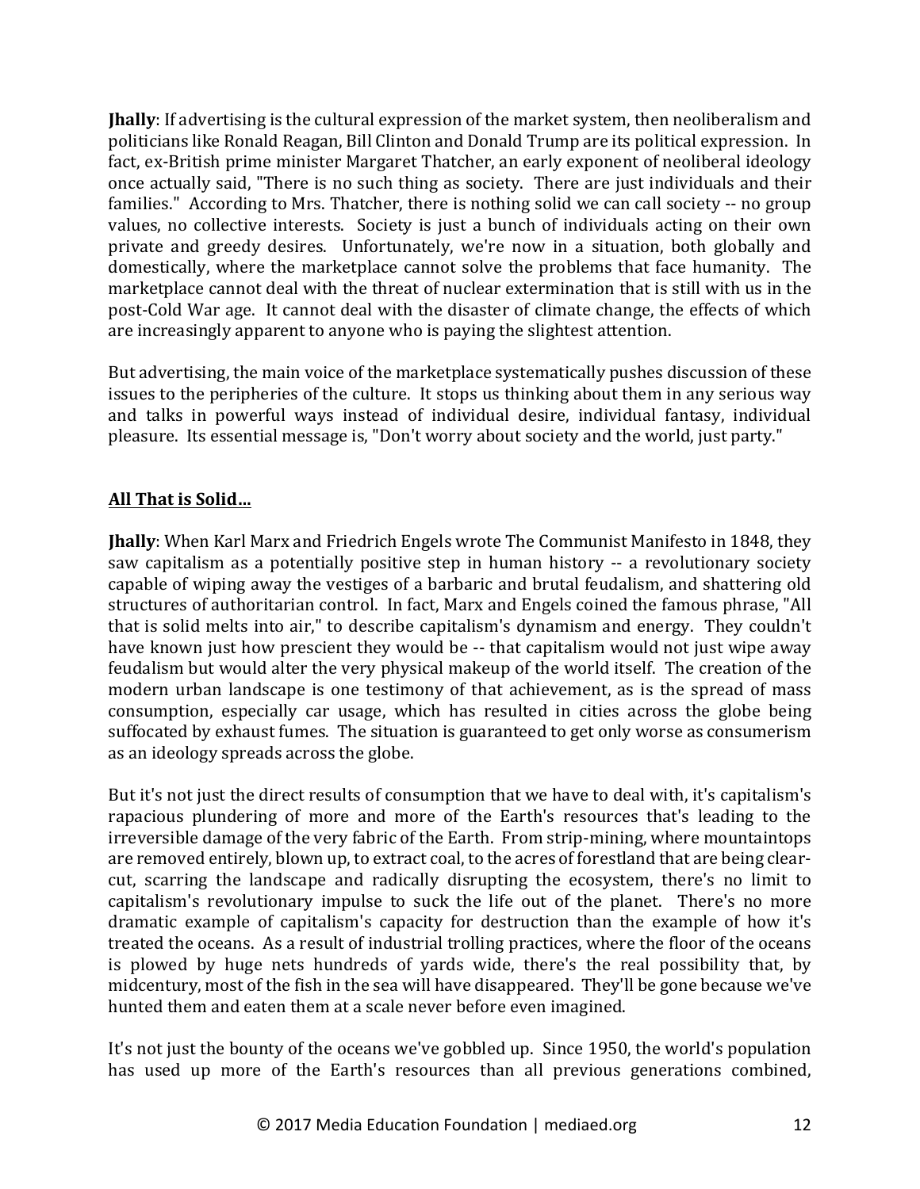**Jhally**: If advertising is the cultural expression of the market system, then neoliberalism and politicians like Ronald Reagan, Bill Clinton and Donald Trump are its political expression. In fact, ex-British prime minister Margaret Thatcher, an early exponent of neoliberal ideology once actually said, "There is no such thing as society. There are just individuals and their families." According to Mrs. Thatcher, there is nothing solid we can call society -- no group values, no collective interests. Society is just a bunch of individuals acting on their own private and greedy desires. Unfortunately, we're now in a situation, both globally and domestically, where the marketplace cannot solve the problems that face humanity. The marketplace cannot deal with the threat of nuclear extermination that is still with us in the post-Cold War age. It cannot deal with the disaster of climate change, the effects of which are increasingly apparent to anyone who is paying the slightest attention.

But advertising, the main voice of the marketplace systematically pushes discussion of these issues to the peripheries of the culture. It stops us thinking about them in any serious way and talks in powerful ways instead of individual desire, individual fantasy, individual pleasure. Its essential message is, "Don't worry about society and the world, just party."

## All That is Solid…

**Jhally**: When Karl Marx and Friedrich Engels wrote The Communist Manifesto in 1848, they saw capitalism as a potentially positive step in human history -- a revolutionary society capable of wiping away the vestiges of a barbaric and brutal feudalism, and shattering old structures of authoritarian control. In fact, Marx and Engels coined the famous phrase, "All that is solid melts into air," to describe capitalism's dynamism and energy. They couldn't have known just how prescient they would be -- that capitalism would not just wipe away feudalism but would alter the very physical makeup of the world itself. The creation of the modern urban landscape is one testimony of that achievement, as is the spread of mass consumption, especially car usage, which has resulted in cities across the globe being suffocated by exhaust fumes. The situation is guaranteed to get only worse as consumerism as an ideology spreads across the globe.

But it's not just the direct results of consumption that we have to deal with, it's capitalism's rapacious plundering of more and more of the Earth's resources that's leading to the irreversible damage of the very fabric of the Earth. From strip-mining, where mountaintops are removed entirely, blown up, to extract coal, to the acres of forestland that are being clear-cut, scarring the landscape and radically disrupting the ecosystem, there's no limit to capitalism's revolutionary impulse to suck the life out of the planet. There's no more dramatic example of capitalism's capacity for destruction than the example of how it's treated the oceans. As a result of industrial trolling practices, where the floor of the oceans is plowed by huge nets hundreds of yards wide, there's the real possibility that, by midcentury, most of the fish in the sea will have disappeared. They'll be gone because we've hunted them and eaten them at a scale never before even imagined.

It's not just the bounty of the oceans we've gobbled up. Since 1950, the world's population has used up more of the Earth's resources than all previous generations combined,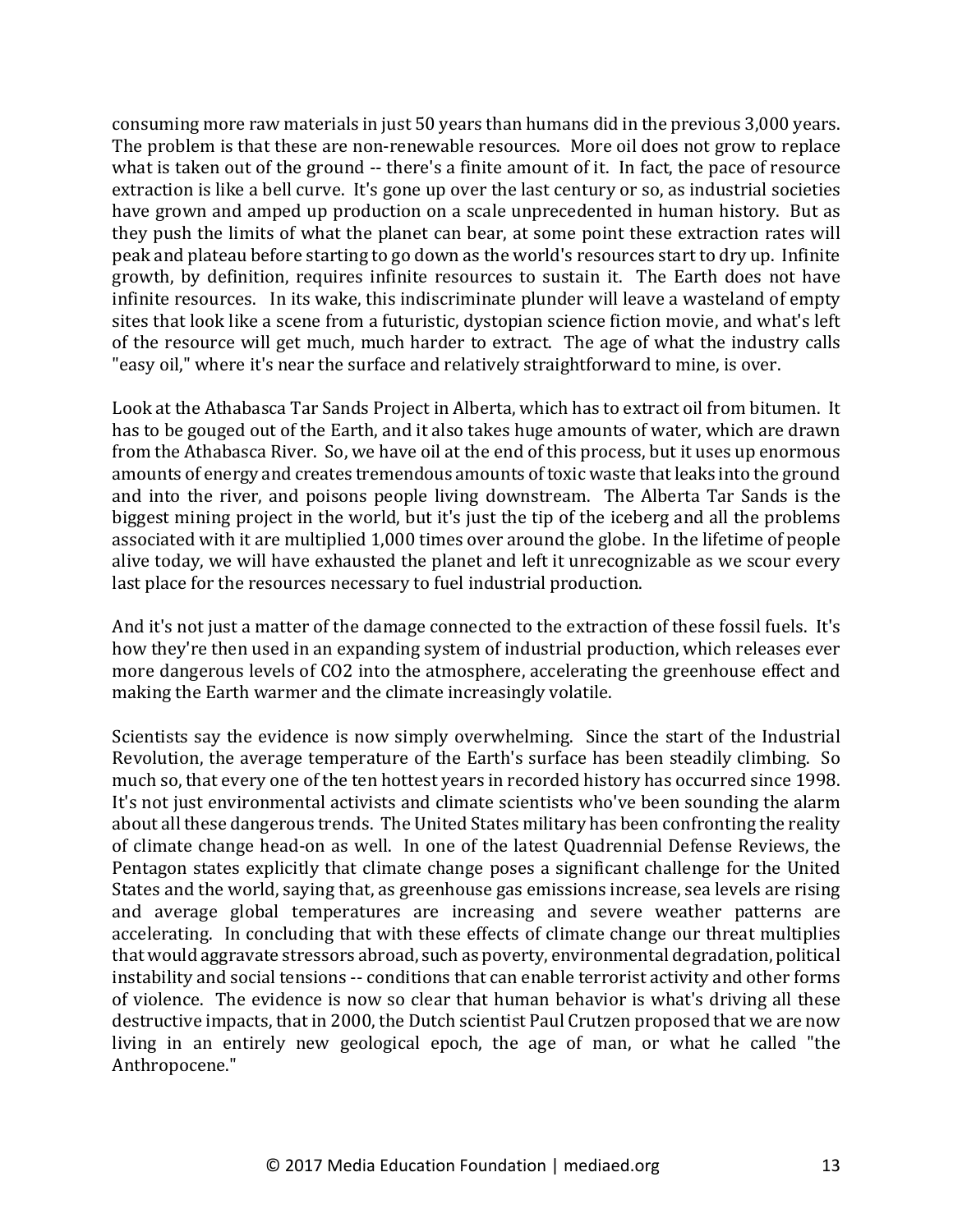consuming more raw materials in just 50 years than humans did in the previous 3,000 years. The problem is that these are non-renewable resources. More oil does not grow to replace what is taken out of the ground -- there's a finite amount of it. In fact, the pace of resource extraction is like a bell curve. It's gone up over the last century or so, as industrial societies have grown and amped up production on a scale unprecedented in human history. But as they push the limits of what the planet can bear, at some point these extraction rates will peak and plateau before starting to go down as the world's resources start to dry up. Infinite growth, by definition, requires infinite resources to sustain it. The Earth does not have infinite resources. In its wake, this indiscriminate plunder will leave a wasteland of empty sites that look like a scene from a futuristic, dystopian science fiction movie, and what's left of the resource will get much, much harder to extract. The age of what the industry calls "easy oil," where it's near the surface and relatively straightforward to mine, is over.

Look at the Athabasca Tar Sands Project in Alberta, which has to extract oil from bitumen. It has to be gouged out of the Earth, and it also takes huge amounts of water, which are drawn from the Athabasca River. So, we have oil at the end of this process, but it uses up enormous amounts of energy and creates tremendous amounts of toxic waste that leaks into the ground and into the river, and poisons people living downstream. The Alberta Tar Sands is the biggest mining project in the world, but it's just the tip of the iceberg and all the problems associated with it are multiplied 1,000 times over around the globe. In the lifetime of people alive today, we will have exhausted the planet and left it unrecognizable as we scour every last place for the resources necessary to fuel industrial production.

And it's not just a matter of the damage connected to the extraction of these fossil fuels. It's how they're then used in an expanding system of industrial production, which releases ever more dangerous levels of $CO_2$ into the atmosphere, accelerating the greenhouse effect and making the Earth warmer and the climate increasingly volatile.

Scientists say the evidence is now simply overwhelming. Since the start of the Industrial Revolution, the average temperature of the Earth's surface has been steadily climbing. So much so, that every one of the ten hottest years in recorded history has occurred since 1998. It's not just environmental activists and climate scientists who've been sounding the alarm about all these dangerous trends. The United States military has been confronting the reality of climate change head-on as well. In one of the latest Quadrennial Defense Reviews, the Pentagon states explicitly that climate change poses a significant challenge for the United States and the world, saying that, as greenhouse gas emissions increase, sea levels are rising and average global temperatures are increasing and severe weather patterns are accelerating. In concluding that with these effects of climate change our threat multiplies that would aggravate stressors abroad, such as poverty, environmental degradation, political instability and social tensions -- conditions that can enable terrorist activity and other forms of violence. The evidence is now so clear that human behavior is what's driving all these destructive impacts, that in 2000, the Dutch scientist Paul Crutzen proposed that we are now living in an entirely new geological epoch, the age of man, or what he called "the Anthropocene."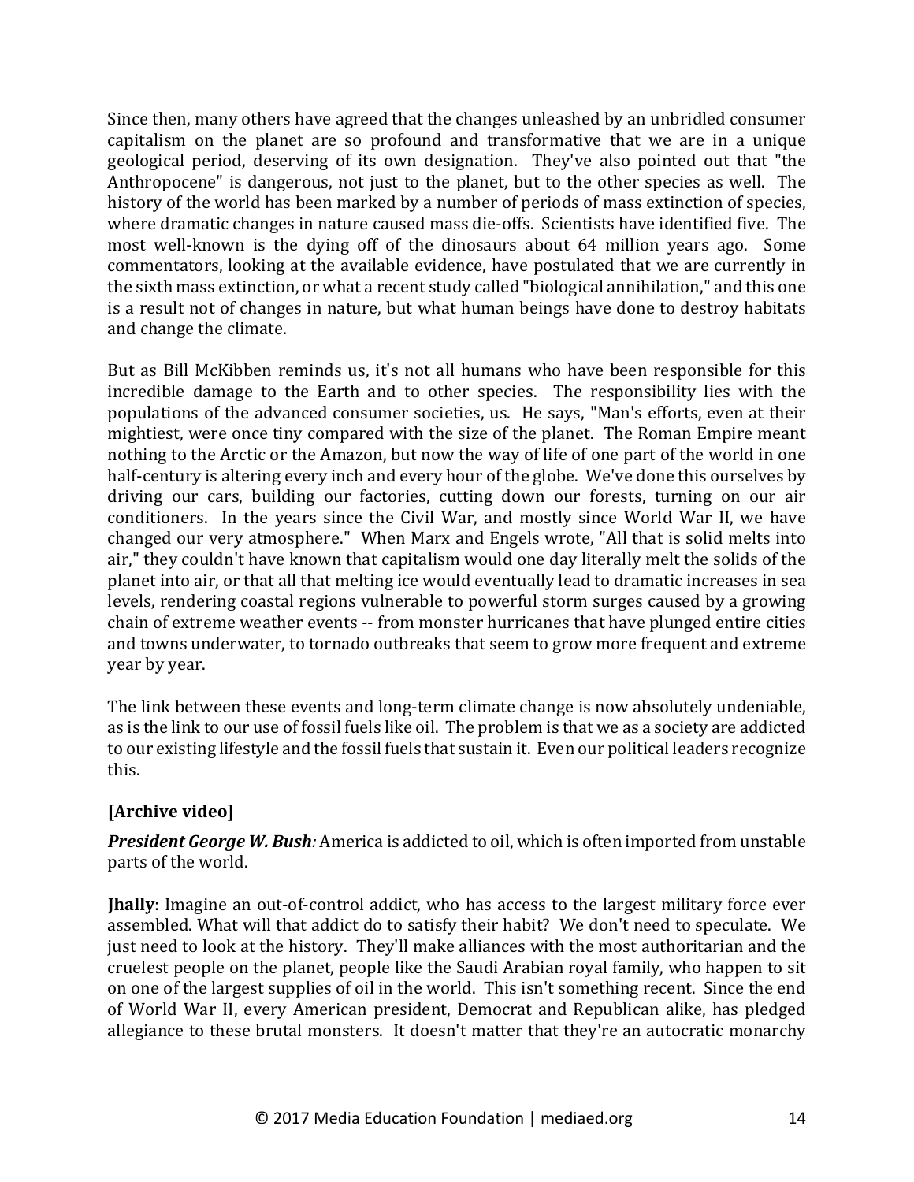Since then, many others have agreed that the changes unleashed by an unbridled consumer capitalism on the planet are so profound and transformative that we are in a unique geological period, deserving of its own designation. They've also pointed out that "the Anthropocene" is dangerous, not just to the planet, but to the other species as well. The history of the world has been marked by a number of periods of mass extinction of species, where dramatic changes in nature caused mass die-offs. Scientists have identified five. The most well-known is the dying off of the dinosaurs about 64 million years ago. Some commentators, looking at the available evidence, have postulated that we are currently in the sixth mass extinction, or what a recent study called "biological annihilation," and this one is a result not of changes in nature, but what human beings have done to destroy habitats and change the climate.

But as Bill McKibben reminds us, it's not all humans who have been responsible for this incredible damage to the Earth and to other species. The responsibility lies with the populations of the advanced consumer societies, us. He says, "Man's efforts, even at their mightiest, were once tiny compared with the size of the planet. The Roman Empire meant nothing to the Arctic or the Amazon, but now the way of life of one part of the world in one half-century is altering every inch and every hour of the globe. We've done this ourselves by driving our cars, building our factories, cutting down our forests, turning on our air conditioners. In the years since the Civil War, and mostly since World War II, we have changed our very atmosphere." When Marx and Engels wrote, "All that is solid melts into air," they couldn't have known that capitalism would one day literally melt the solids of the planet into air, or that all that melting ice would eventually lead to dramatic increases in sea levels, rendering coastal regions vulnerable to powerful storm surges caused by a growing chain of extreme weather events -- from monster hurricanes that have plunged entire cities and towns underwater, to tornado outbreaks that seem to grow more frequent and extreme year by year.

The link between these events and long-term climate change is now absolutely undeniable, as is the link to our use of fossil fuels like oil. The problem is that we as a society are addicted to our existing lifestyle and the fossil fuels that sustain it. Even our political leaders recognize this.

**[Archive video]**

***President George W. Bush****:* America is addicted to oil, which is often imported from unstable parts of the world.

**Jhally**: Imagine an out-of-control addict, who has access to the largest military force ever assembled. What will that addict do to satisfy their habit? We don't need to speculate. We just need to look at the history. They'll make alliances with the most authoritarian and the cruelest people on the planet, people like the Saudi Arabian royal family, who happen to sit on one of the largest supplies of oil in the world. This isn't something recent. Since the end of World War II, every American president, Democrat and Republican alike, has pledged allegiance to these brutal monsters. It doesn't matter that they're an autocratic monarchy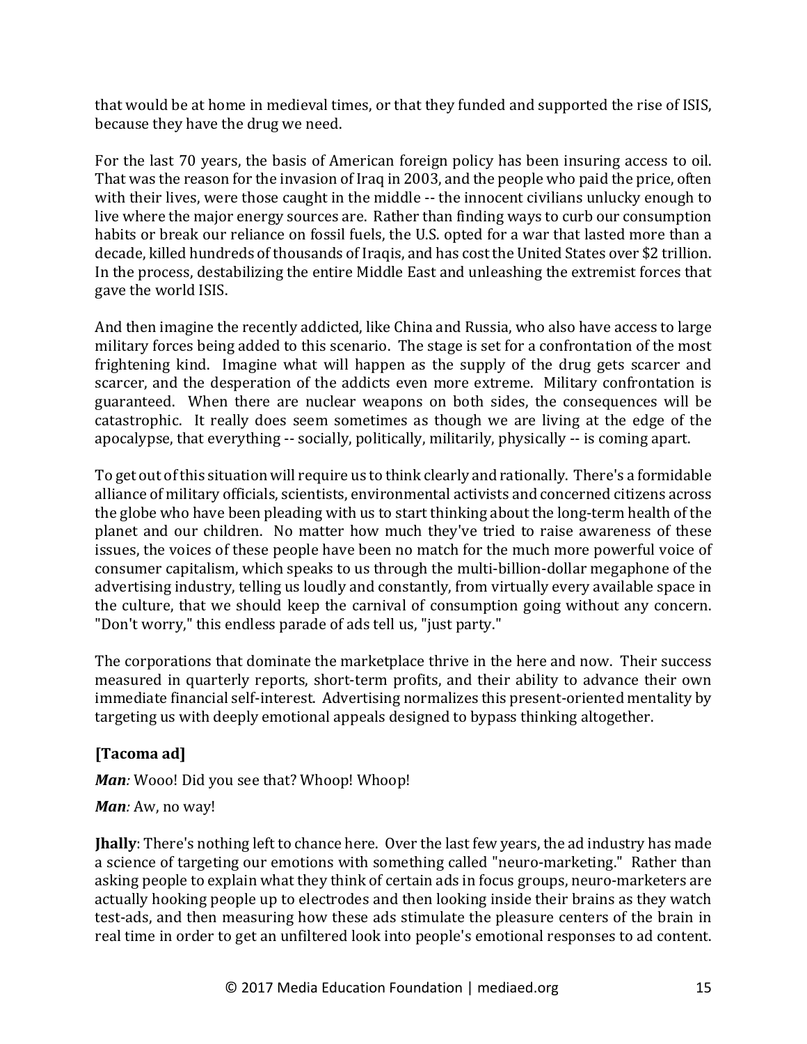that would be at home in medieval times, or that they funded and supported the rise of ISIS, because they have the drug we need.

For the last 70 years, the basis of American foreign policy has been insuring access to oil. That was the reason for the invasion of Iraq in 2003, and the people who paid the price, often with their lives, were those caught in the middle -- the innocent civilians unlucky enough to live where the major energy sources are. Rather than finding ways to curb our consumption habits or break our reliance on fossil fuels, the U.S. opted for a war that lasted more than a decade, killed hundreds of thousands of Iraqis, and has cost the United States over $2 trillion. In the process, destabilizing the entire Middle East and unleashing the extremist forces that gave the world ISIS.

And then imagine the recently addicted, like China and Russia, who also have access to large military forces being added to this scenario. The stage is set for a confrontation of the most frightening kind. Imagine what will happen as the supply of the drug gets scarcer and scarcer, and the desperation of the addicts even more extreme. Military confrontation is guaranteed. When there are nuclear weapons on both sides, the consequences will be catastrophic. It really does seem sometimes as though we are living at the edge of the apocalypse, that everything -- socially, politically, militarily, physically -- is coming apart.

To get out of this situation will require us to think clearly and rationally. There's a formidable alliance of military officials, scientists, environmental activists and concerned citizens across the globe who have been pleading with us to start thinking about the long-term health of the planet and our children. No matter how much they've tried to raise awareness of these issues, the voices of these people have been no match for the much more powerful voice of consumer capitalism, which speaks to us through the multi-billion-dollar megaphone of the advertising industry, telling us loudly and constantly, from virtually every available space in the culture, that we should keep the carnival of consumption going without any concern. "Don't worry," this endless parade of ads tell us, "just party."

The corporations that dominate the marketplace thrive in the here and now. Their success measured in quarterly reports, short-term profits, and their ability to advance their own immediate financial self-interest. Advertising normalizes this present-oriented mentality by targeting us with deeply emotional appeals designed to bypass thinking altogether.

**[Tacoma ad]**

***Man:*** Wooo! Did you see that? Whoop! Whoop!

***Man:*** Aw, no way!

**Jhally**: There's nothing left to chance here. Over the last few years, the ad industry has made a science of targeting our emotions with something called "neuro-marketing." Rather than asking people to explain what they think of certain ads in focus groups, neuro-marketers are actually hooking people up to electrodes and then looking inside their brains as they watch test-ads, and then measuring how these ads stimulate the pleasure centers of the brain in real time in order to get an unfiltered look into people's emotional responses to ad content.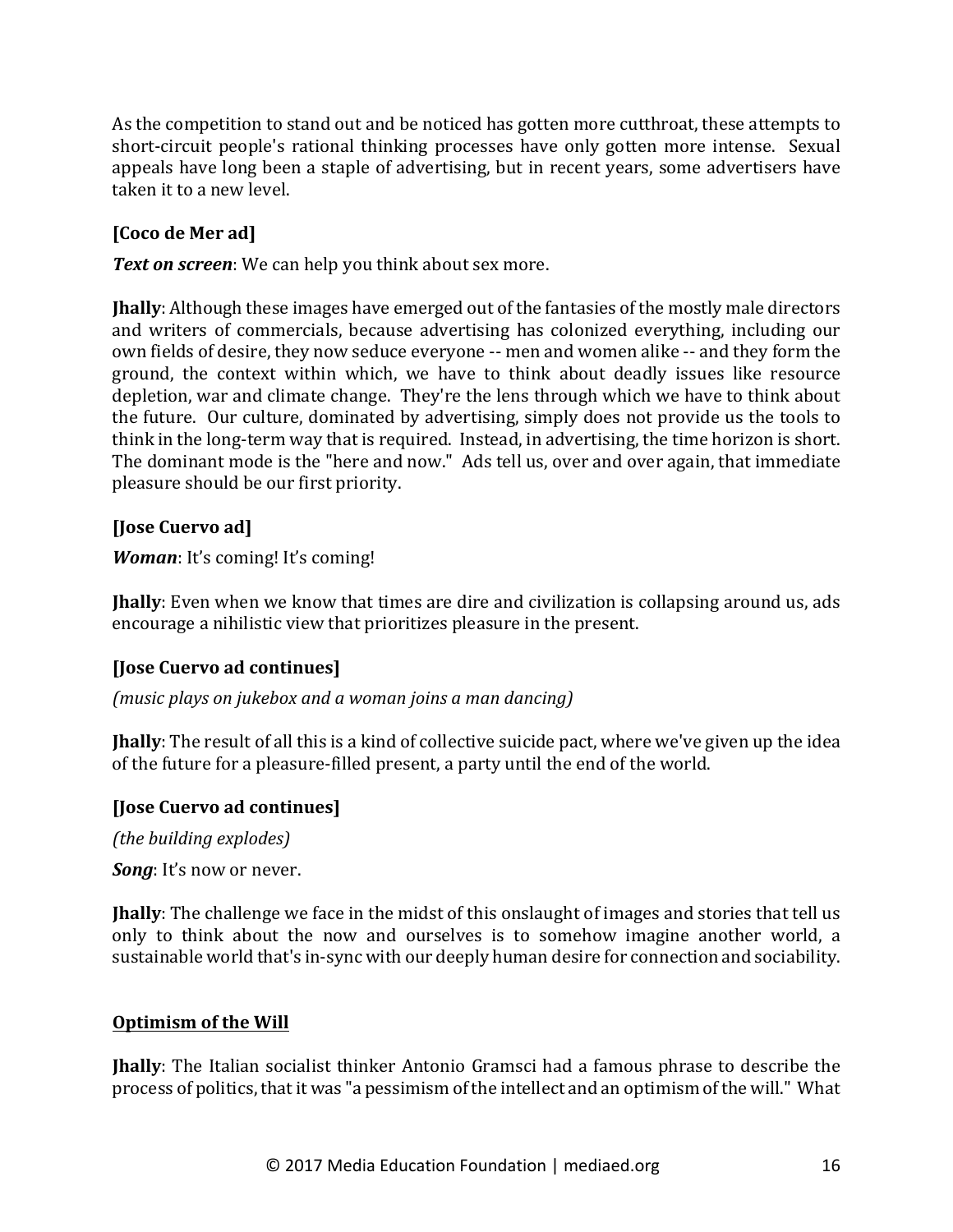As the competition to stand out and be noticed has gotten more cutthroat, these attempts to short-circuit people's rational thinking processes have only gotten more intense. Sexual appeals have long been a staple of advertising, but in recent years, some advertisers have taken it to a new level.

**[Coco de Mer ad]**

***Text on screen***: We can help you think about sex more.

**Jhally**: Although these images have emerged out of the fantasies of the mostly male directors and writers of commercials, because advertising has colonized everything, including our own fields of desire, they now seduce everyone -- men and women alike -- and they form the ground, the context within which, we have to think about deadly issues like resource depletion, war and climate change. They're the lens through which we have to think about the future. Our culture, dominated by advertising, simply does not provide us the tools to think in the long-term way that is required. Instead, in advertising, the time horizon is short. The dominant mode is the "here and now." Ads tell us, over and over again, that immediate pleasure should be our first priority.

**[Jose Cuervo ad]**

***Woman***: It's coming! It's coming!

**Jhally**: Even when we know that times are dire and civilization is collapsing around us, ads encourage a nihilistic view that prioritizes pleasure in the present.

**[Jose Cuervo ad continues]**

*(music plays on jukebox and a woman joins a man dancing)*

**Jhally**: The result of all this is a kind of collective suicide pact, where we've given up the idea of the future for a pleasure-filled present, a party until the end of the world.

**[Jose Cuervo ad continues]**

*(the building explodes)*

***Song***: It's now or never.

**Jhally**: The challenge we face in the midst of this onslaught of images and stories that tell us only to think about the now and ourselves is to somehow imagine another world, a sustainable world that's in-sync with our deeply human desire for connection and sociability.

## <u>Optimism of the Will</u>

**Jhally**: The Italian socialist thinker Antonio Gramsci had a famous phrase to describe the process of politics, that it was "a pessimism of the intellect and an optimism of the will." What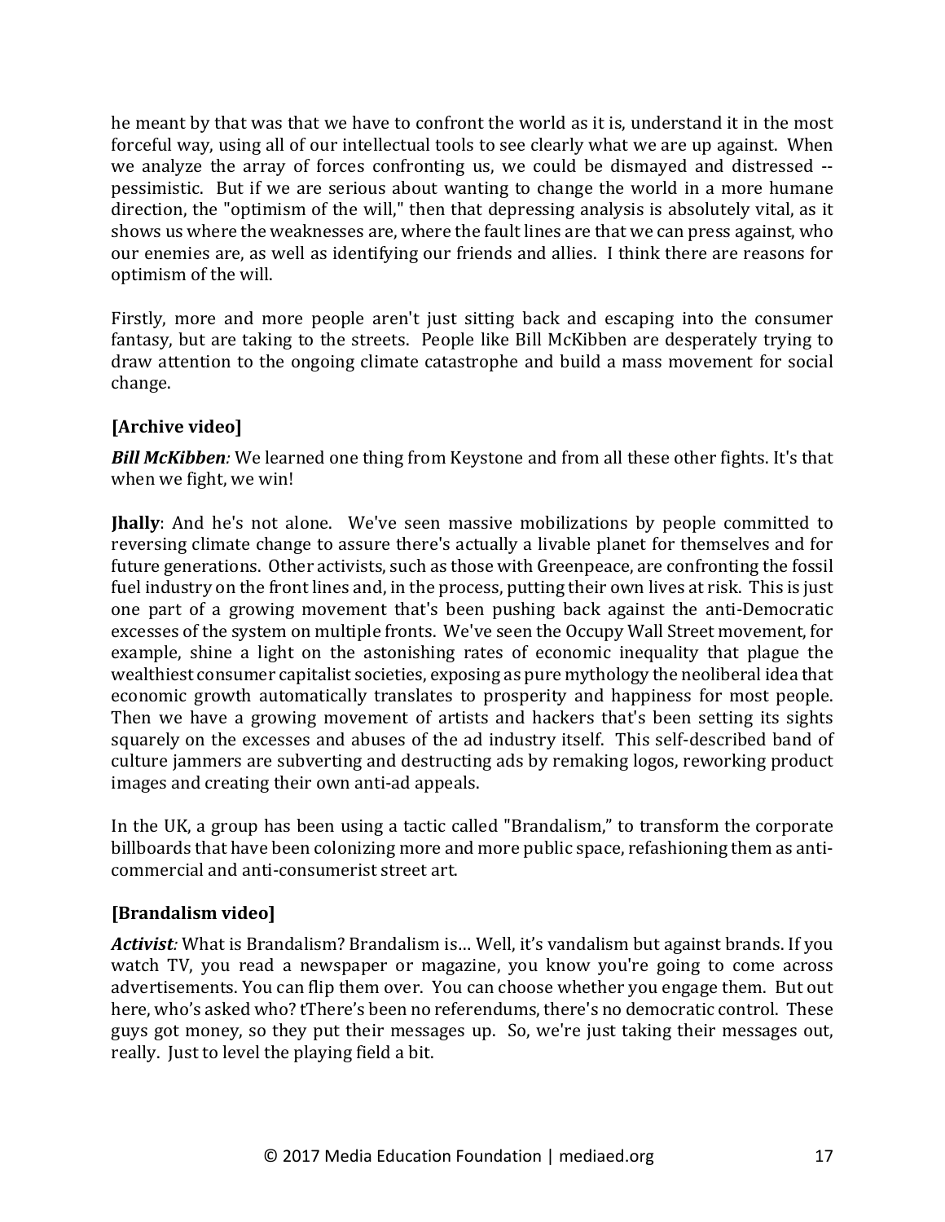he meant by that was that we have to confront the world as it is, understand it in the most forceful way, using all of our intellectual tools to see clearly what we are up against. When we analyze the array of forces confronting us, we could be dismayed and distressed -- pessimistic. But if we are serious about wanting to change the world in a more humane direction, the "optimism of the will," then that depressing analysis is absolutely vital, as it shows us where the weaknesses are, where the fault lines are that we can press against, who our enemies are, as well as identifying our friends and allies. I think there are reasons for optimism of the will.

Firstly, more and more people aren't just sitting back and escaping into the consumer fantasy, but are taking to the streets. People like Bill McKibben are desperately trying to draw attention to the ongoing climate catastrophe and build a mass movement for social change.

**[Archive video]**

***Bill McKibben**:* We learned one thing from Keystone and from all these other fights. It's that when we fight, we win!

**Jhally**: And he's not alone. We've seen massive mobilizations by people committed to reversing climate change to assure there's actually a livable planet for themselves and for future generations. Other activists, such as those with Greenpeace, are confronting the fossil fuel industry on the front lines and, in the process, putting their own lives at risk. This is just one part of a growing movement that's been pushing back against the anti-Democratic excesses of the system on multiple fronts. We've seen the Occupy Wall Street movement, for example, shine a light on the astonishing rates of economic inequality that plague the wealthiest consumer capitalist societies, exposing as pure mythology the neoliberal idea that economic growth automatically translates to prosperity and happiness for most people. Then we have a growing movement of artists and hackers that's been setting its sights squarely on the excesses and abuses of the ad industry itself. This self-described band of culture jammers are subverting and destructing ads by remaking logos, reworking product images and creating their own anti-ad appeals.

In the UK, a group has been using a tactic called "Brandalism," to transform the corporate billboards that have been colonizing more and more public space, refashioning them as anti-commercial and anti-consumerist street art.

**[Brandalism video]**

***Activist**:* What is Brandalism? Brandalism is… Well, it's vandalism but against brands. If you watch TV, you read a newspaper or magazine, you know you're going to come across advertisements. You can flip them over. You can choose whether you engage them. But out here, who's asked who? tThere's been no referendums, there's no democratic control. These guys got money, so they put their messages up. So, we're just taking their messages out, really. Just to level the playing field a bit.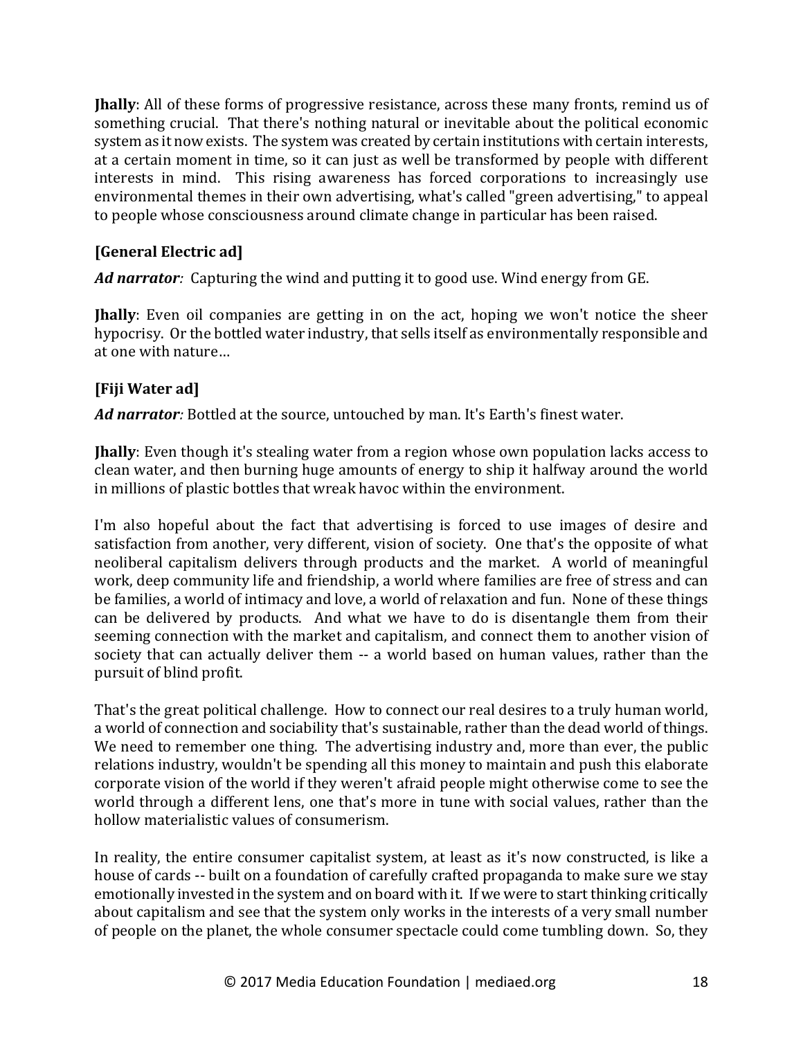**Jhally**: All of these forms of progressive resistance, across these many fronts, remind us of something crucial. That there's nothing natural or inevitable about the political economic system as it now exists. The system was created by certain institutions with certain interests, at a certain moment in time, so it can just as well be transformed by people with different interests in mind. This rising awareness has forced corporations to increasingly use environmental themes in their own advertising, what's called "green advertising," to appeal to people whose consciousness around climate change in particular has been raised.

**[General Electric ad]**

***Ad narrator:*** Capturing the wind and putting it to good use. Wind energy from GE.

**Jhally**: Even oil companies are getting in on the act, hoping we won't notice the sheer hypocrisy. Or the bottled water industry, that sells itself as environmentally responsible and at one with nature…

**[Fiji Water ad]**

***Ad narrator:*** Bottled at the source, untouched by man. It's Earth's finest water.

**Jhally**: Even though it's stealing water from a region whose own population lacks access to clean water, and then burning huge amounts of energy to ship it halfway around the world in millions of plastic bottles that wreak havoc within the environment.

I'm also hopeful about the fact that advertising is forced to use images of desire and satisfaction from another, very different, vision of society. One that's the opposite of what neoliberal capitalism delivers through products and the market. A world of meaningful work, deep community life and friendship, a world where families are free of stress and can be families, a world of intimacy and love, a world of relaxation and fun. None of these things can be delivered by products. And what we have to do is disentangle them from their seeming connection with the market and capitalism, and connect them to another vision of society that can actually deliver them -- a world based on human values, rather than the pursuit of blind profit.

That's the great political challenge. How to connect our real desires to a truly human world, a world of connection and sociability that's sustainable, rather than the dead world of things. We need to remember one thing. The advertising industry and, more than ever, the public relations industry, wouldn't be spending all this money to maintain and push this elaborate corporate vision of the world if they weren't afraid people might otherwise come to see the world through a different lens, one that's more in tune with social values, rather than the hollow materialistic values of consumerism.

In reality, the entire consumer capitalist system, at least as it's now constructed, is like a house of cards -- built on a foundation of carefully crafted propaganda to make sure we stay emotionally invested in the system and on board with it. If we were to start thinking critically about capitalism and see that the system only works in the interests of a very small number of people on the planet, the whole consumer spectacle could come tumbling down. So, they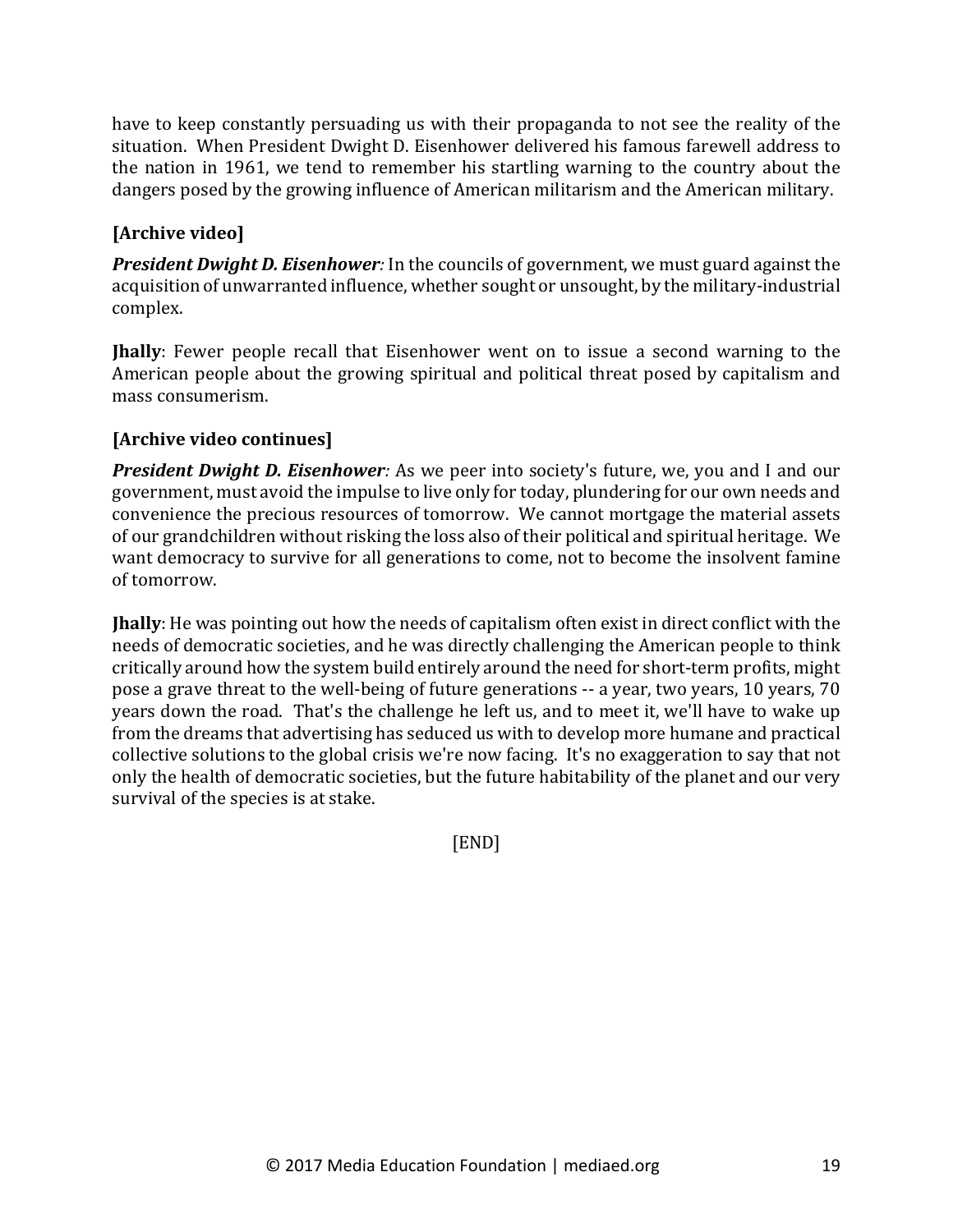have to keep constantly persuading us with their propaganda to not see the reality of the situation. When President Dwight D. Eisenhower delivered his famous farewell address to the nation in 1961, we tend to remember his startling warning to the country about the dangers posed by the growing influence of American militarism and the American military.

**[Archive video]**

***President Dwight D. Eisenhower****:* In the councils of government, we must guard against the acquisition of unwarranted influence, whether sought or unsought, by the military-industrial complex.

**Jhally**: Fewer people recall that Eisenhower went on to issue a second warning to the American people about the growing spiritual and political threat posed by capitalism and mass consumerism.

**[Archive video continues]**

***President Dwight D. Eisenhower****:* As we peer into society's future, we, you and I and our government, must avoid the impulse to live only for today, plundering for our own needs and convenience the precious resources of tomorrow. We cannot mortgage the material assets of our grandchildren without risking the loss also of their political and spiritual heritage. We want democracy to survive for all generations to come, not to become the insolvent famine of tomorrow.

**Jhally**: He was pointing out how the needs of capitalism often exist in direct conflict with the needs of democratic societies, and he was directly challenging the American people to think critically around how the system build entirely around the need for short-term profits, might pose a grave threat to the well-being of future generations -- a year, two years, 10 years, 70 years down the road. That's the challenge he left us, and to meet it, we'll have to wake up from the dreams that advertising has seduced us with to develop more humane and practical collective solutions to the global crisis we're now facing. It's no exaggeration to say that not only the health of democratic societies, but the future habitability of the planet and our very survival of the species is at stake.

[END]